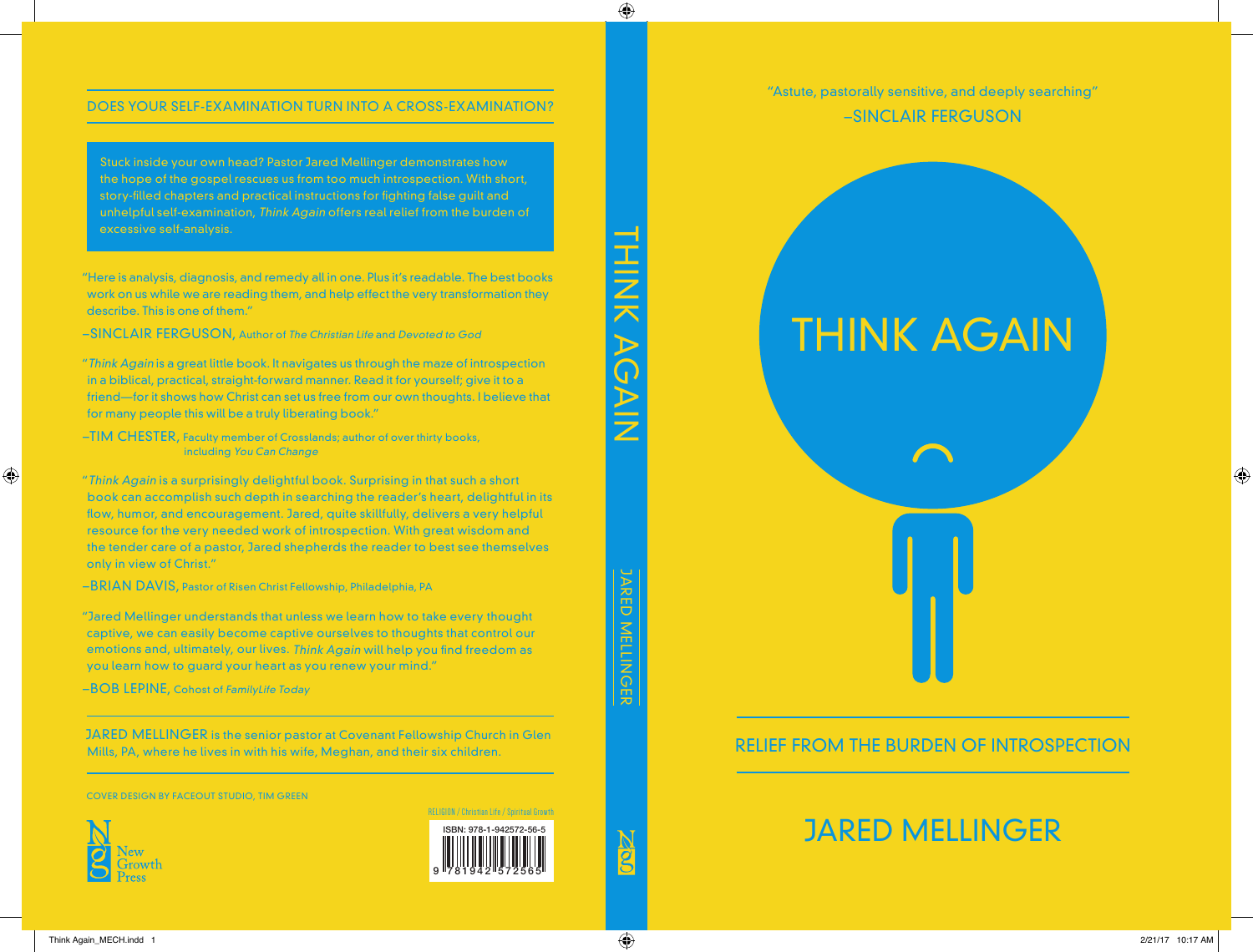"Astute, pastorally sensitive, and deeply searching"
–SINCLAIR FERGUSON

# THINK AGAIN

## RELIEF FROM THE BURDEN OF INTROSPECTION

JARED MELLINGER

---

THINK AGAIN

JARED MELLINGER

---

## DOES YOUR SELF-EXAMINATION TURN INTO A CROSS-EXAMINATION?

Stuck inside your own head? Pastor Jared Mellinger demonstrates how the hope of the gospel rescues us from too much introspection. With short, story-filled chapters and practical instructions for fighting false guilt and unhelpful self-examination, *Think Again* offers real relief from the burden of excessive self-analysis.

"Here is analysis, diagnosis, and remedy all in one. Plus it's readable. The best books work on us while we are reading them, and help effect the very transformation they describe. This is one of them."

–SINCLAIR FERGUSON, Author of *The Christian Life* and *Devoted to God*

"*Think Again* is a great little book. It navigates us through the maze of introspection in a biblical, practical, straight-forward manner. Read it for yourself; give it to a friend—for it shows how Christ can set us free from our own thoughts. I believe that for many people this will be a truly liberating book."

–TIM CHESTER, Faculty member of Crosslands; author of over thirty books, including *You Can Change*

"*Think Again* is a surprisingly delightful book. Surprising in that such a short book can accomplish such depth in searching the reader's heart, delightful in its flow, humor, and encouragement. Jared, quite skillfully, delivers a very helpful resource for the very needed work of introspection. With great wisdom and the tender care of a pastor, Jared shepherds the reader to best see themselves only in view of Christ."

–BRIAN DAVIS, Pastor of Risen Christ Fellowship, Philadelphia, PA

"Jared Mellinger understands that unless we learn how to take every thought captive, we can easily become captive ourselves to thoughts that control our emotions and, ultimately, our lives. *Think Again* will help you find freedom as you learn how to guard your heart as you renew your mind."

–BOB LEPINE, Cohost of *FamilyLife Today*

JARED MELLINGER is the senior pastor at Covenant Fellowship Church in Glen Mills, PA, where he lives in with his wife, Meghan, and their six children.

COVER DESIGN BY FACEOUT STUDIO, TIM GREEN

New Growth Press

RELIGION / Christian Life / Spiritual Growth

ISBN: 978-1-942572-56-5

9 781942 572565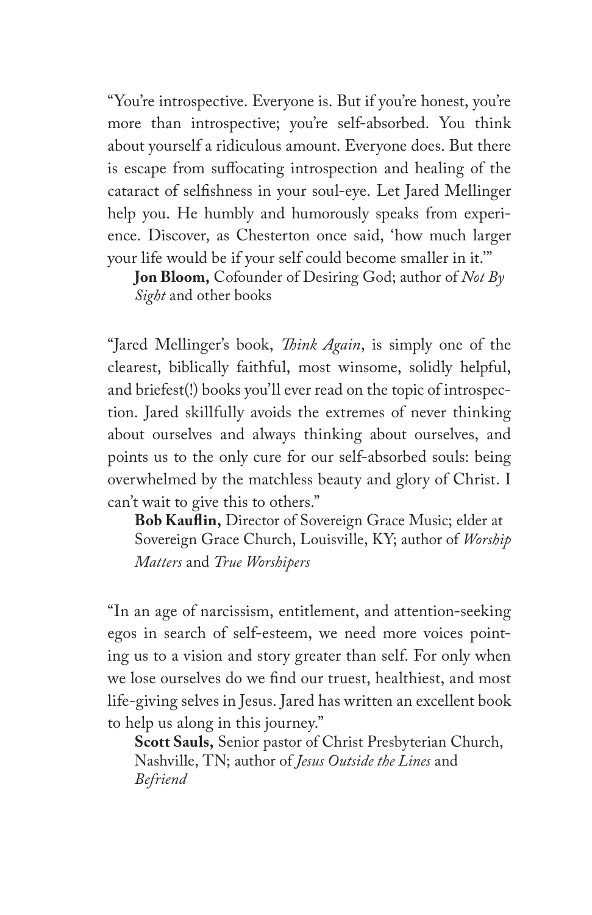"You're introspective. Everyone is. But if you're honest, you're more than introspective; you're self-absorbed. You think about yourself a ridiculous amount. Everyone does. But there is escape from suffocating introspection and healing of the cataract of selfishness in your soul-eye. Let Jared Mellinger help you. He humbly and humorously speaks from experience. Discover, as Chesterton once said, 'how much larger your life would be if your self could become smaller in it.'"

**Jon Bloom,** Cofounder of Desiring God; author of *Not By Sight* and other books

"Jared Mellinger's book, *Think Again*, is simply one of the clearest, biblically faithful, most winsome, solidly helpful, and briefest(!) books you'll ever read on the topic of introspection. Jared skillfully avoids the extremes of never thinking about ourselves and always thinking about ourselves, and points us to the only cure for our self-absorbed souls: being overwhelmed by the matchless beauty and glory of Christ. I can't wait to give this to others."

**Bob Kauflin,** Director of Sovereign Grace Music; elder at Sovereign Grace Church, Louisville, KY; author of *Worship Matters* and *True Worshipers*

"In an age of narcissism, entitlement, and attention-seeking egos in search of self-esteem, we need more voices pointing us to a vision and story greater than self. For only when we lose ourselves do we find our truest, healthiest, and most life-giving selves in Jesus. Jared has written an excellent book to help us along in this journey."

**Scott Sauls,** Senior pastor of Christ Presbyterian Church, Nashville, TN; author of *Jesus Outside the Lines* and *Befriend*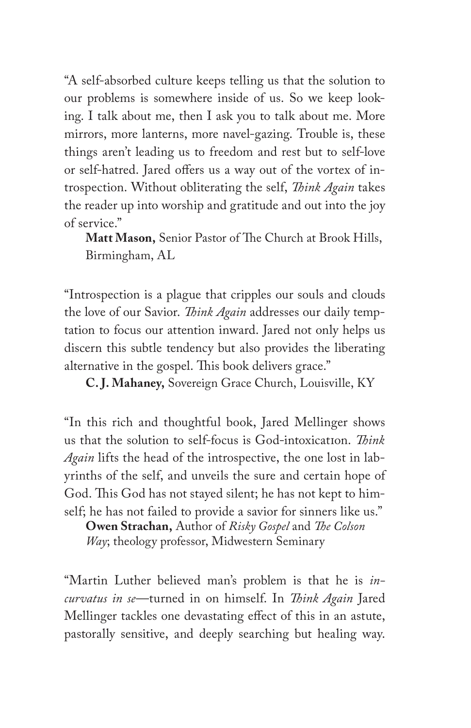"A self-absorbed culture keeps telling us that the solution to our problems is somewhere inside of us. So we keep looking. I talk about me, then I ask you to talk about me. More mirrors, more lanterns, more navel-gazing. Trouble is, these things aren't leading us to freedom and rest but to self-love or self-hatred. Jared offers us a way out of the vortex of introspection. Without obliterating the self, *Think Again* takes the reader up into worship and gratitude and out into the joy of service."

**Matt Mason,** Senior Pastor of The Church at Brook Hills, Birmingham, AL

"Introspection is a plague that cripples our souls and clouds the love of our Savior. *Think Again* addresses our daily temptation to focus our attention inward. Jared not only helps us discern this subtle tendency but also provides the liberating alternative in the gospel. This book delivers grace."

**C. J. Mahaney,** Sovereign Grace Church, Louisville, KY

"In this rich and thoughtful book, Jared Mellinger shows us that the solution to self-focus is God-intoxication. *Think Again* lifts the head of the introspective, the one lost in labyrinths of the self, and unveils the sure and certain hope of God. This God has not stayed silent; he has not kept to himself; he has not failed to provide a savior for sinners like us."

**Owen Strachan,** Author of *Risky Gospel* and *The Colson Way*; theology professor, Midwestern Seminary

"Martin Luther believed man's problem is that he is *incurvatus in se*—turned in on himself. In *Think Again* Jared Mellinger tackles one devastating effect of this in an astute, pastorally sensitive, and deeply searching but healing way.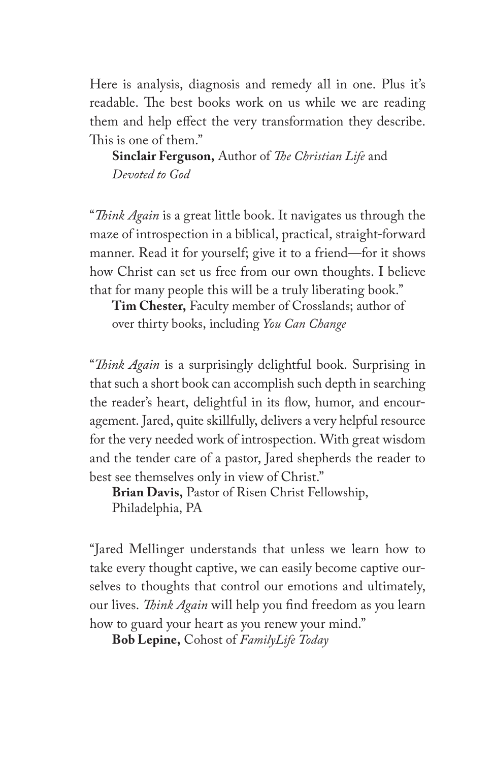Here is analysis, diagnosis and remedy all in one. Plus it's readable. The best books work on us while we are reading them and help effect the very transformation they describe. This is one of them."

**Sinclair Ferguson,** Author of *The Christian Life* and *Devoted to God*

"*Think Again* is a great little book. It navigates us through the maze of introspection in a biblical, practical, straight-forward manner. Read it for yourself; give it to a friend—for it shows how Christ can set us free from our own thoughts. I believe that for many people this will be a truly liberating book."

**Tim Chester,** Faculty member of Crosslands; author of over thirty books, including *You Can Change*

"*Think Again* is a surprisingly delightful book. Surprising in that such a short book can accomplish such depth in searching the reader's heart, delightful in its flow, humor, and encouragement. Jared, quite skillfully, delivers a very helpful resource for the very needed work of introspection. With great wisdom and the tender care of a pastor, Jared shepherds the reader to best see themselves only in view of Christ."

**Brian Davis,** Pastor of Risen Christ Fellowship, Philadelphia, PA

"Jared Mellinger understands that unless we learn how to take every thought captive, we can easily become captive ourselves to thoughts that control our emotions and ultimately, our lives. *Think Again* will help you find freedom as you learn how to guard your heart as you renew your mind."

**Bob Lepine,** Cohost of *FamilyLife Today*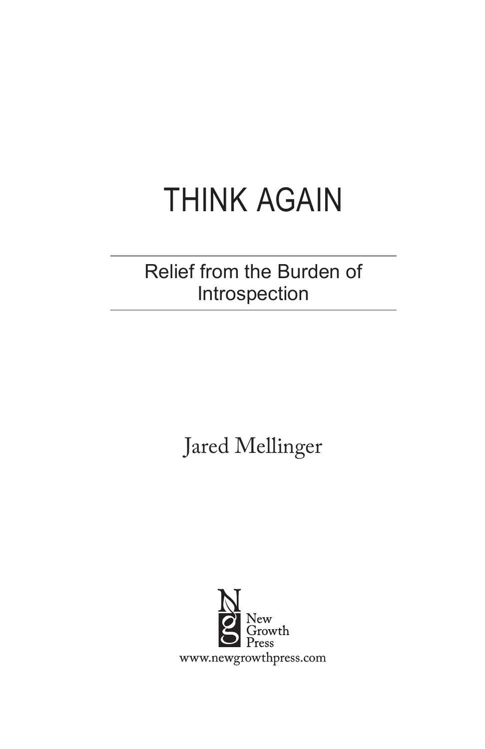# THINK AGAIN

## Relief from the Burden of Introspection

Jared Mellinger

New Growth Press

www.newgrowthpress.com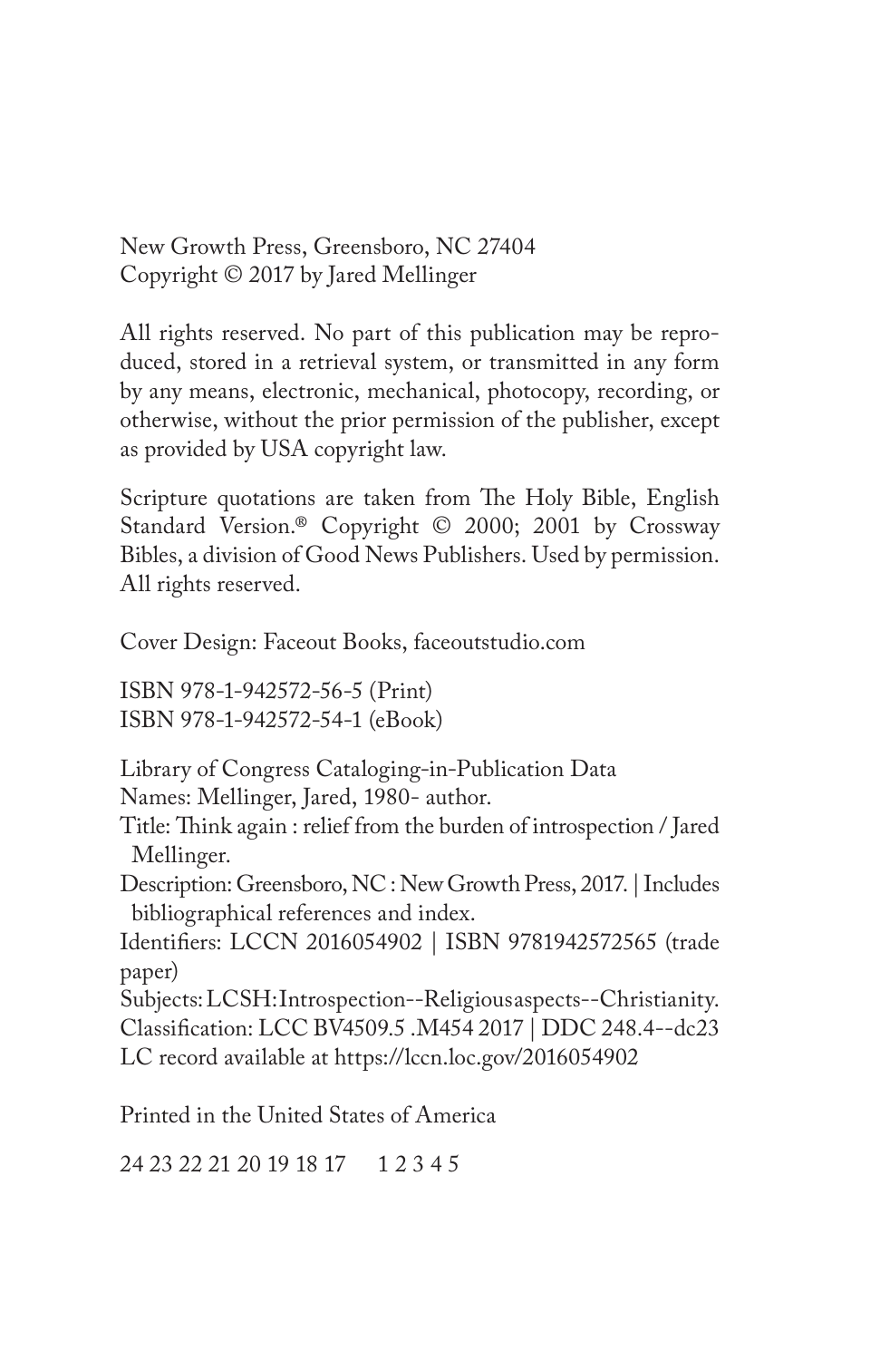New Growth Press, Greensboro, NC 27404
Copyright © 2017 by Jared Mellinger

All rights reserved. No part of this publication may be reproduced, stored in a retrieval system, or transmitted in any form by any means, electronic, mechanical, photocopy, recording, or otherwise, without the prior permission of the publisher, except as provided by USA copyright law.

Scripture quotations are taken from The Holy Bible, English Standard Version.® Copyright © 2000; 2001 by Crossway Bibles, a division of Good News Publishers. Used by permission. All rights reserved.

Cover Design: Faceout Books, faceoutstudio.com

ISBN 978-1-942572-56-5 (Print)
ISBN 978-1-942572-54-1 (eBook)

Library of Congress Cataloging-in-Publication Data
Names: Mellinger, Jared, 1980- author.
Title: Think again : relief from the burden of introspection / Jared Mellinger.
Description: Greensboro, NC : New Growth Press, 2017. | Includes bibliographical references and index.
Identifiers: LCCN 2016054902 | ISBN 9781942572565 (trade paper)
Subjects: LCSH: Introspection--Religious aspects--Christianity.
Classification: LCC BV4509.5 .M454 2017 | DDC 248.4--dc23
LC record available at https://lccn.loc.gov/2016054902

Printed in the United States of America

24 23 22 21 20 19 18 17 1 2 3 4 5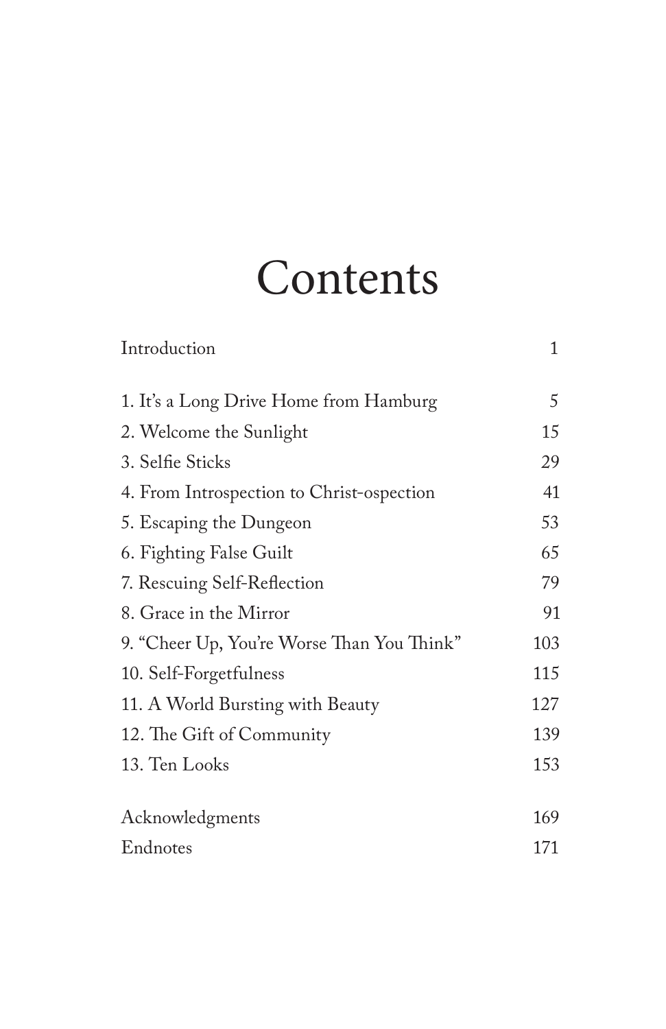# Contents

| | |
|---|---|
| Introduction | 1 |
| 1. It's a Long Drive Home from Hamburg | 5 |
| 2. Welcome the Sunlight | 15 |
| 3. Selfie Sticks | 29 |
| 4. From Introspection to Christ-ospection | 41 |
| 5. Escaping the Dungeon | 53 |
| 6. Fighting False Guilt | 65 |
| 7. Rescuing Self-Reflection | 79 |
| 8. Grace in the Mirror | 91 |
| 9. "Cheer Up, You're Worse Than You Think" | 103 |
| 10. Self-Forgetfulness | 115 |
| 11. A World Bursting with Beauty | 127 |
| 12. The Gift of Community | 139 |
| 13. Ten Looks | 153 |
| Acknowledgments | 169 |
| Endnotes | 171 |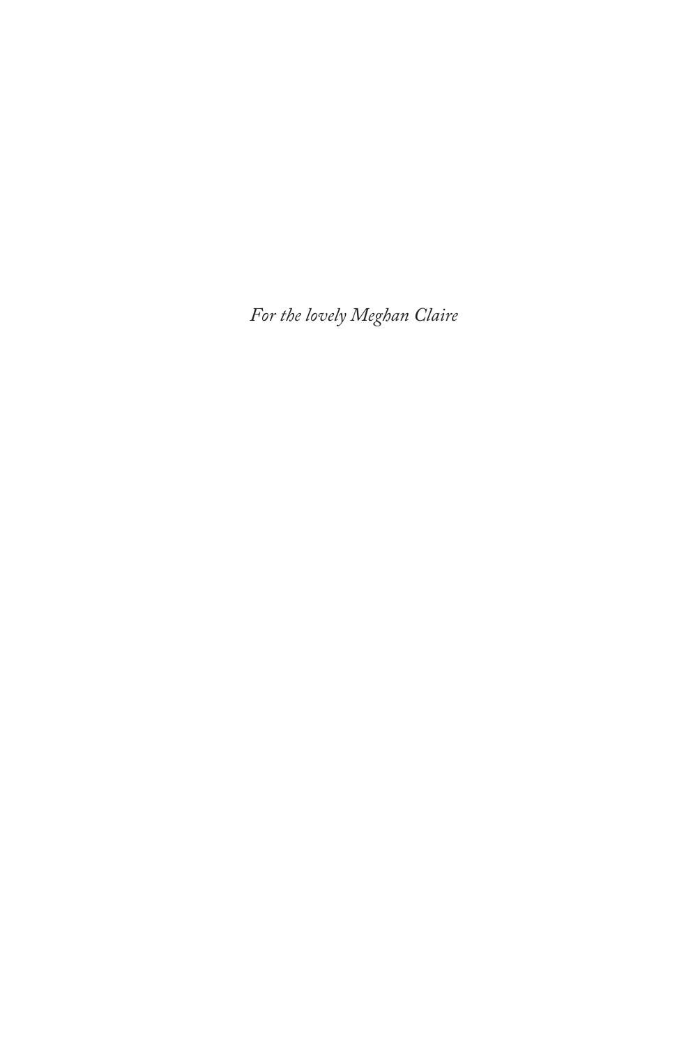*For the lovely Meghan Claire*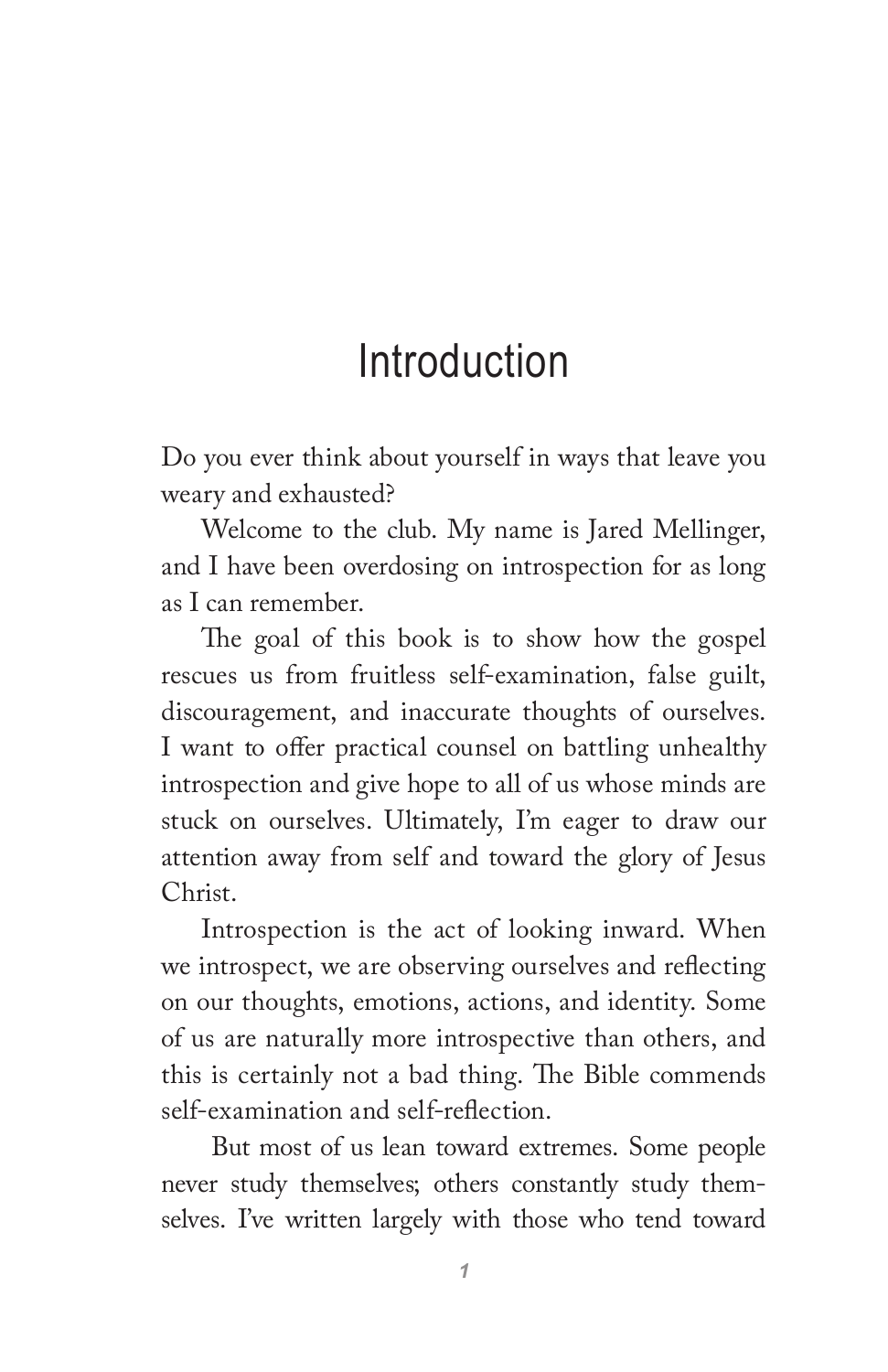# Introduction

Do you ever think about yourself in ways that leave you weary and exhausted?

Welcome to the club. My name is Jared Mellinger, and I have been overdosing on introspection for as long as I can remember.

The goal of this book is to show how the gospel rescues us from fruitless self-examination, false guilt, discouragement, and inaccurate thoughts of ourselves. I want to offer practical counsel on battling unhealthy introspection and give hope to all of us whose minds are stuck on ourselves. Ultimately, I'm eager to draw our attention away from self and toward the glory of Jesus Christ.

Introspection is the act of looking inward. When we introspect, we are observing ourselves and reflecting on our thoughts, emotions, actions, and identity. Some of us are naturally more introspective than others, and this is certainly not a bad thing. The Bible commends self-examination and self-reflection.

But most of us lean toward extremes. Some people never study themselves; others constantly study themselves. I've written largely with those who tend toward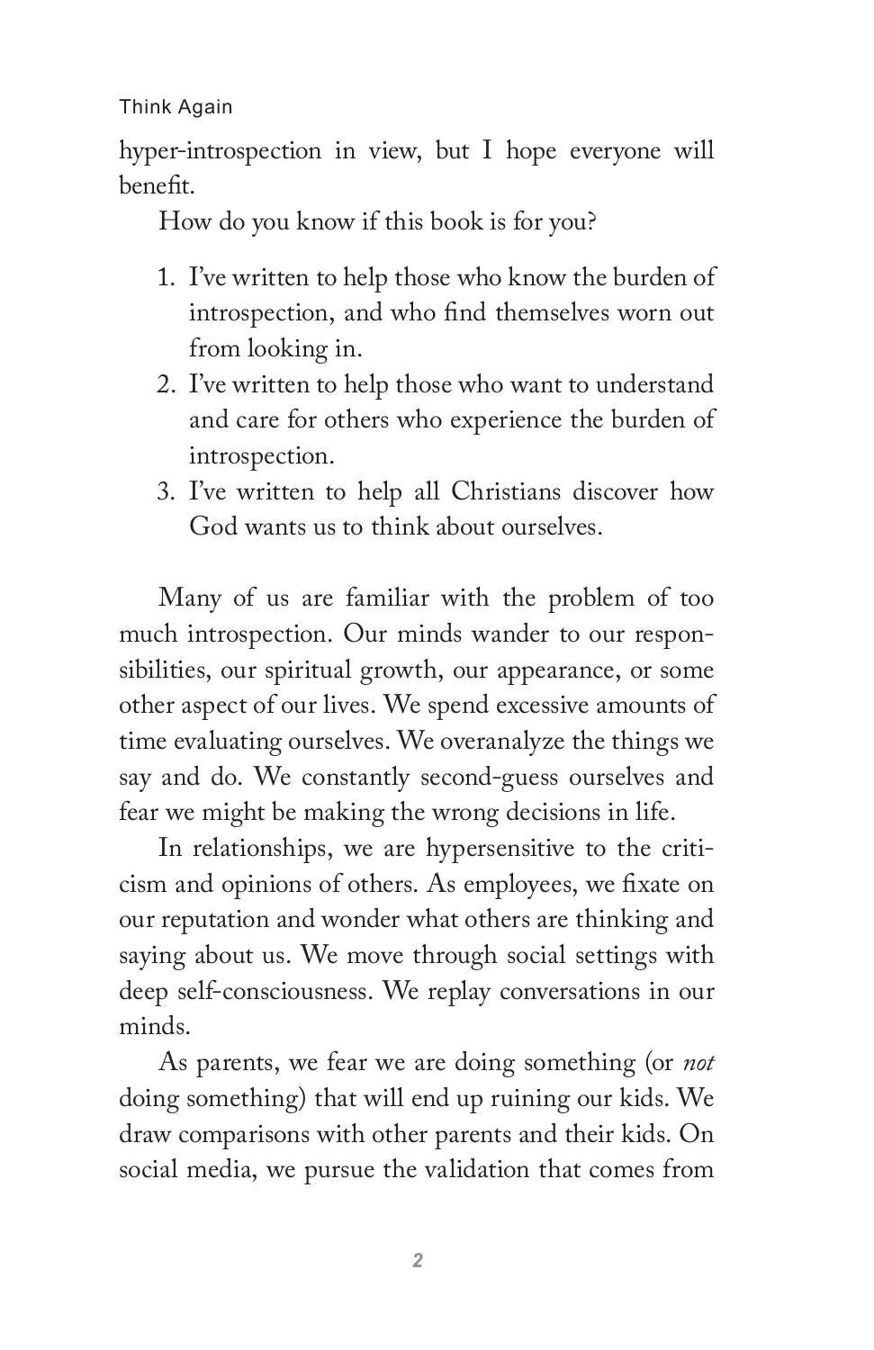hyper-introspection in view, but I hope everyone will benefit.

How do you know if this book is for you?

1. I've written to help those who know the burden of introspection, and who find themselves worn out from looking in.
2. I've written to help those who want to understand and care for others who experience the burden of introspection.
3. I've written to help all Christians discover how God wants us to think about ourselves.

Many of us are familiar with the problem of too much introspection. Our minds wander to our responsibilities, our spiritual growth, our appearance, or some other aspect of our lives. We spend excessive amounts of time evaluating ourselves. We overanalyze the things we say and do. We constantly second-guess ourselves and fear we might be making the wrong decisions in life.

In relationships, we are hypersensitive to the criticism and opinions of others. As employees, we fixate on our reputation and wonder what others are thinking and saying about us. We move through social settings with deep self-consciousness. We replay conversations in our minds.

As parents, we fear we are doing something (or *not* doing something) that will end up ruining our kids. We draw comparisons with other parents and their kids. On social media, we pursue the validation that comes from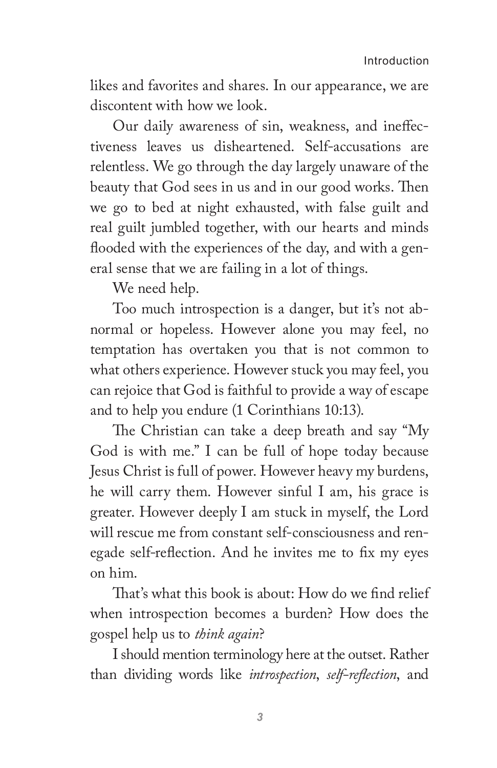likes and favorites and shares. In our appearance, we are discontent with how we look.

Our daily awareness of sin, weakness, and ineffectiveness leaves us disheartened. Self-accusations are relentless. We go through the day largely unaware of the beauty that God sees in us and in our good works. Then we go to bed at night exhausted, with false guilt and real guilt jumbled together, with our hearts and minds flooded with the experiences of the day, and with a general sense that we are failing in a lot of things.

We need help.

Too much introspection is a danger, but it's not abnormal or hopeless. However alone you may feel, no temptation has overtaken you that is not common to what others experience. However stuck you may feel, you can rejoice that God is faithful to provide a way of escape and to help you endure (1 Corinthians 10:13).

The Christian can take a deep breath and say "My God is with me." I can be full of hope today because Jesus Christ is full of power. However heavy my burdens, he will carry them. However sinful I am, his grace is greater. However deeply I am stuck in myself, the Lord will rescue me from constant self-consciousness and renegade self-reflection. And he invites me to fix my eyes on him.

That's what this book is about: How do we find relief when introspection becomes a burden? How does the gospel help us to *think again*?

I should mention terminology here at the outset. Rather than dividing words like *introspection*, *self-reflection*, and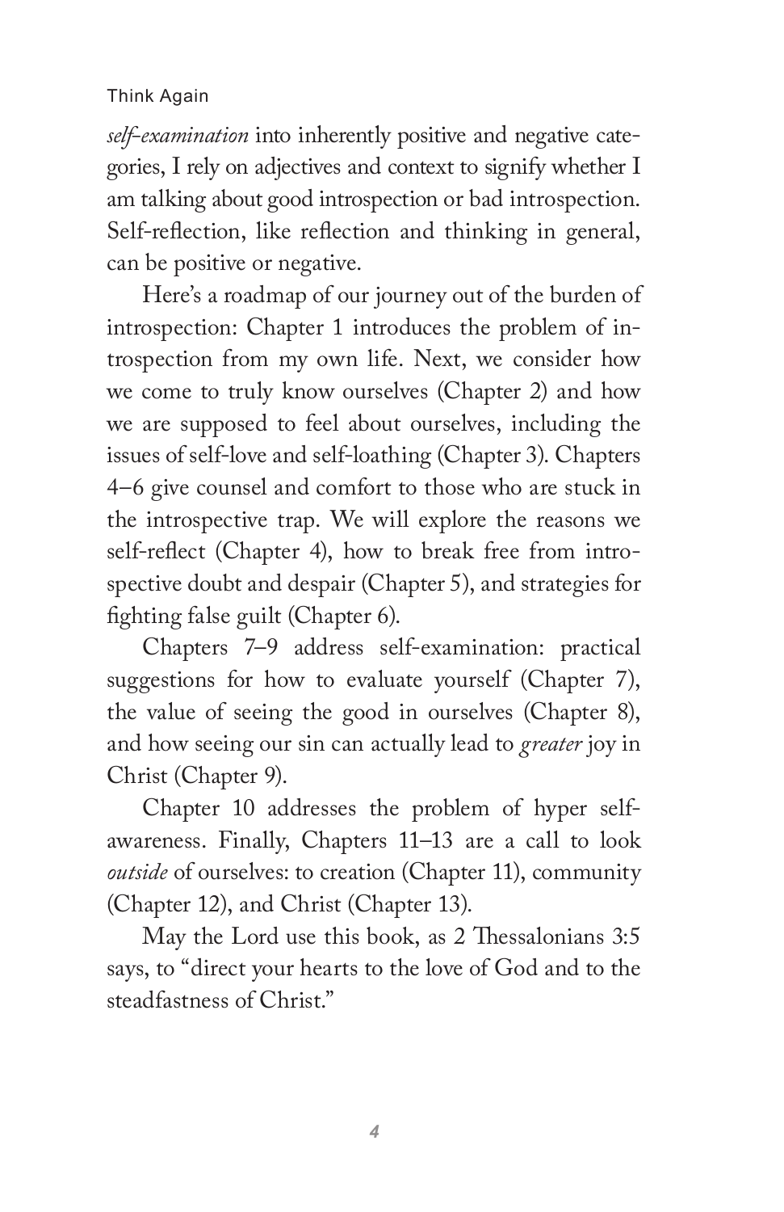*self-examination* into inherently positive and negative categories, I rely on adjectives and context to signify whether I am talking about good introspection or bad introspection. Self-reflection, like reflection and thinking in general, can be positive or negative.

Here's a roadmap of our journey out of the burden of introspection: Chapter 1 introduces the problem of introspection from my own life. Next, we consider how we come to truly know ourselves (Chapter 2) and how we are supposed to feel about ourselves, including the issues of self-love and self-loathing (Chapter 3). Chapters 4–6 give counsel and comfort to those who are stuck in the introspective trap. We will explore the reasons we self-reflect (Chapter 4), how to break free from introspective doubt and despair (Chapter 5), and strategies for fighting false guilt (Chapter 6).

Chapters 7–9 address self-examination: practical suggestions for how to evaluate yourself (Chapter 7), the value of seeing the good in ourselves (Chapter 8), and how seeing our sin can actually lead to *greater* joy in Christ (Chapter 9).

Chapter 10 addresses the problem of hyper self-awareness. Finally, Chapters 11–13 are a call to look *outside* of ourselves: to creation (Chapter 11), community (Chapter 12), and Christ (Chapter 13).

May the Lord use this book, as 2 Thessalonians 3:5 says, to "direct your hearts to the love of God and to the steadfastness of Christ."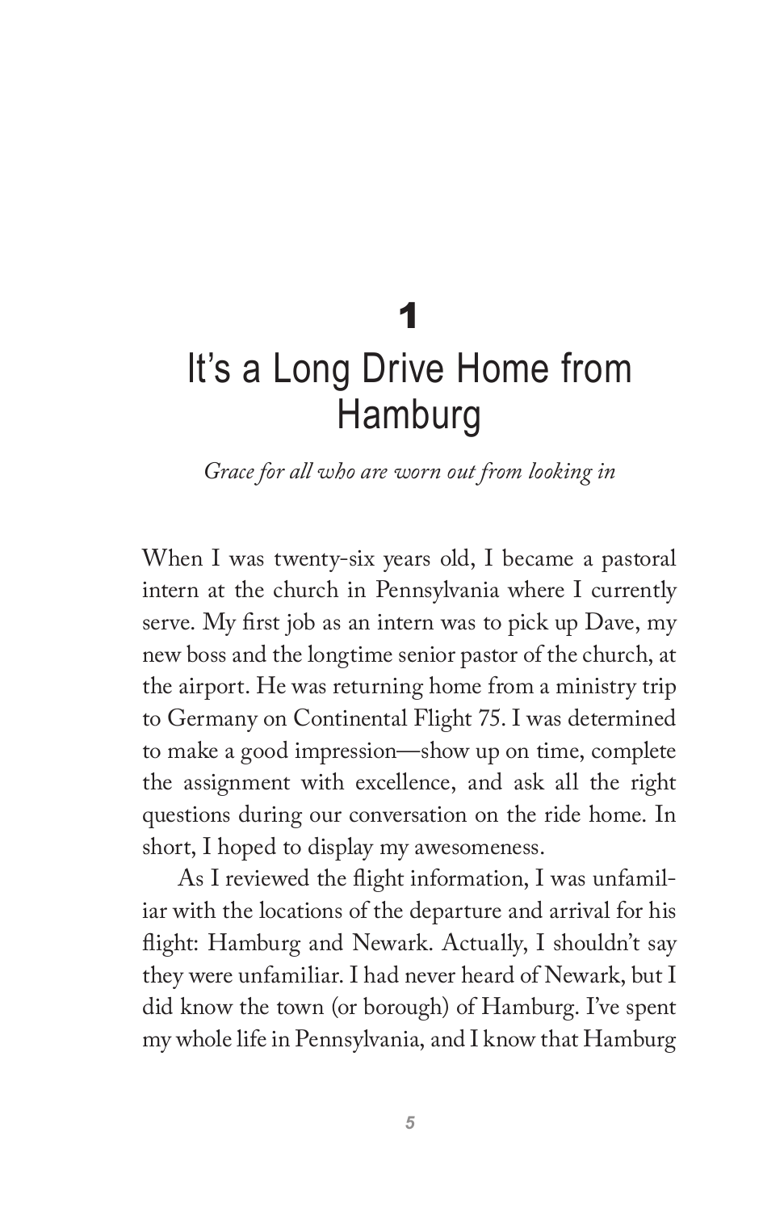# 1

# It's a Long Drive Home from Hamburg

*Grace for all who are worn out from looking in*

When I was twenty-six years old, I became a pastoral intern at the church in Pennsylvania where I currently serve. My first job as an intern was to pick up Dave, my new boss and the longtime senior pastor of the church, at the airport. He was returning home from a ministry trip to Germany on Continental Flight 75. I was determined to make a good impression—show up on time, complete the assignment with excellence, and ask all the right questions during our conversation on the ride home. In short, I hoped to display my awesomeness.

As I reviewed the flight information, I was unfamiliar with the locations of the departure and arrival for his flight: Hamburg and Newark. Actually, I shouldn't say they were unfamiliar. I had never heard of Newark, but I did know the town (or borough) of Hamburg. I've spent my whole life in Pennsylvania, and I know that Hamburg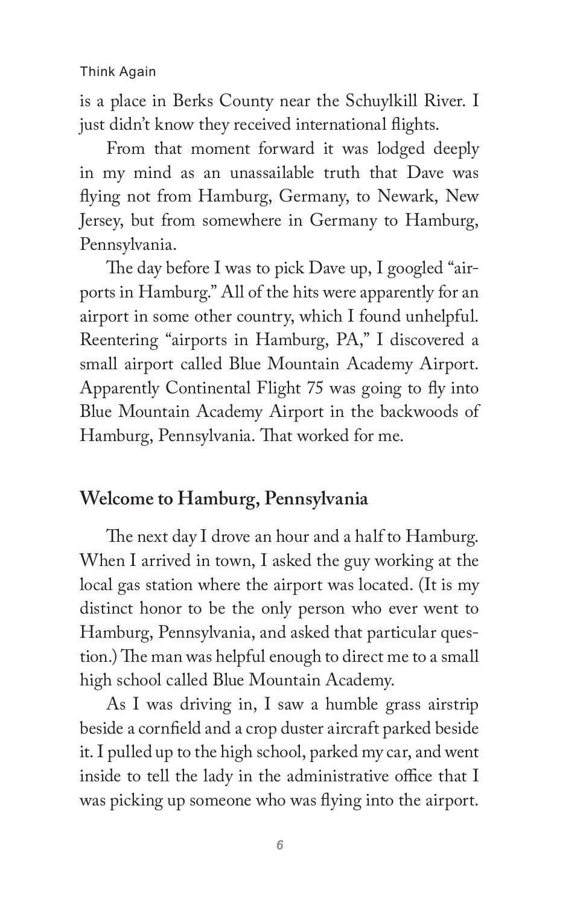is a place in Berks County near the Schuylkill River. I just didn't know they received international flights.

From that moment forward it was lodged deeply in my mind as an unassailable truth that Dave was flying not from Hamburg, Germany, to Newark, New Jersey, but from somewhere in Germany to Hamburg, Pennsylvania.

The day before I was to pick Dave up, I googled "airports in Hamburg." All of the hits were apparently for an airport in some other country, which I found unhelpful. Reentering "airports in Hamburg, PA," I discovered a small airport called Blue Mountain Academy Airport. Apparently Continental Flight 75 was going to fly into Blue Mountain Academy Airport in the backwoods of Hamburg, Pennsylvania. That worked for me.

## Welcome to Hamburg, Pennsylvania

The next day I drove an hour and a half to Hamburg. When I arrived in town, I asked the guy working at the local gas station where the airport was located. (It is my distinct honor to be the only person who ever went to Hamburg, Pennsylvania, and asked that particular question.) The man was helpful enough to direct me to a small high school called Blue Mountain Academy.

As I was driving in, I saw a humble grass airstrip beside a cornfield and a crop duster aircraft parked beside it. I pulled up to the high school, parked my car, and went inside to tell the lady in the administrative office that I was picking up someone who was flying into the airport.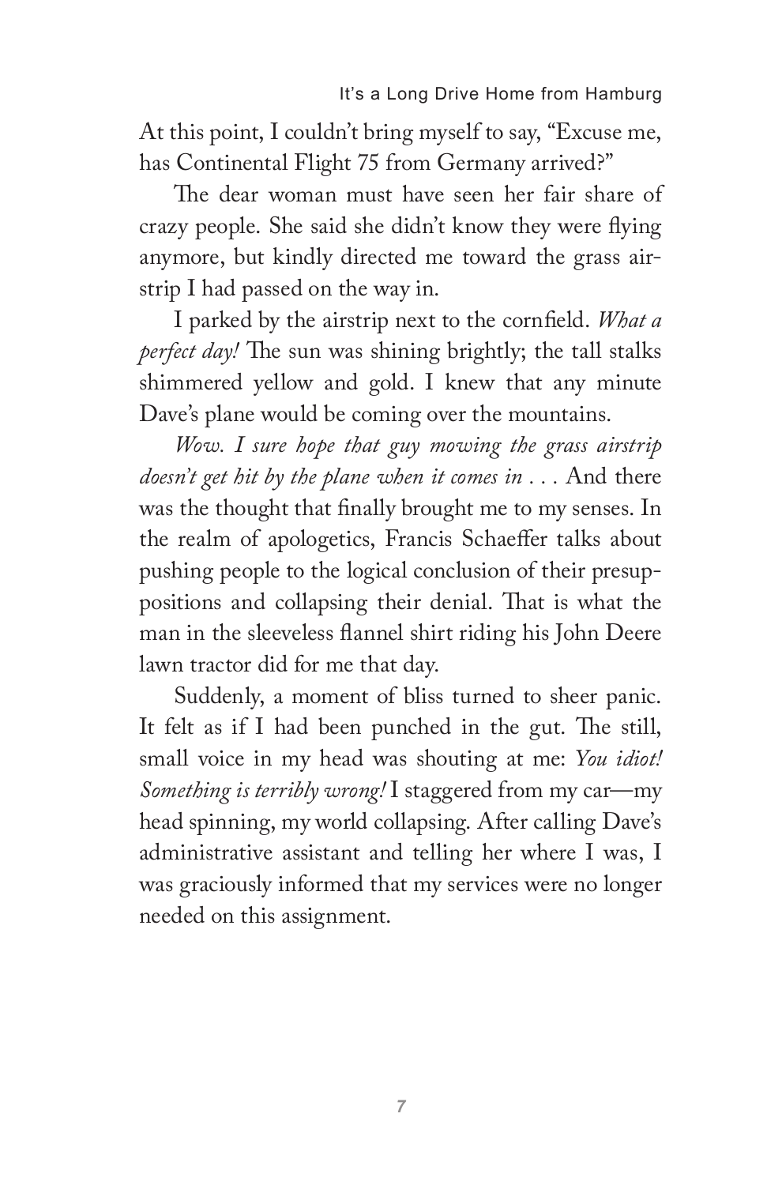At this point, I couldn't bring myself to say, "Excuse me, has Continental Flight 75 from Germany arrived?"

The dear woman must have seen her fair share of crazy people. She said she didn't know they were flying anymore, but kindly directed me toward the grass airstrip I had passed on the way in.

I parked by the airstrip next to the cornfield. *What a perfect day!* The sun was shining brightly; the tall stalks shimmered yellow and gold. I knew that any minute Dave's plane would be coming over the mountains.

*Wow. I sure hope that guy mowing the grass airstrip doesn't get hit by the plane when it comes in . . .* And there was the thought that finally brought me to my senses. In the realm of apologetics, Francis Schaeffer talks about pushing people to the logical conclusion of their presuppositions and collapsing their denial. That is what the man in the sleeveless flannel shirt riding his John Deere lawn tractor did for me that day.

Suddenly, a moment of bliss turned to sheer panic. It felt as if I had been punched in the gut. The still, small voice in my head was shouting at me: *You idiot! Something is terribly wrong!* I staggered from my car—my head spinning, my world collapsing. After calling Dave's administrative assistant and telling her where I was, I was graciously informed that my services were no longer needed on this assignment.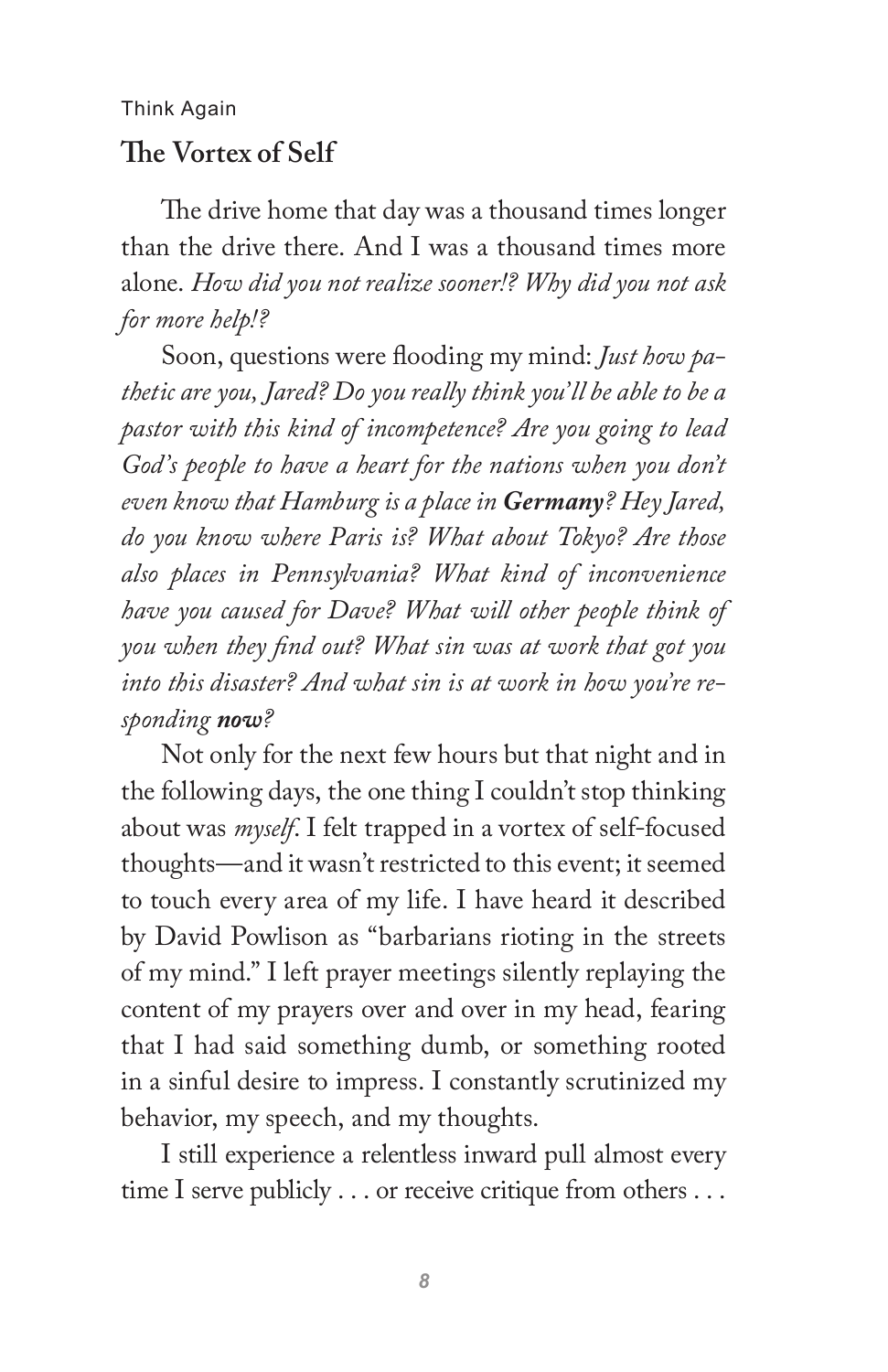## The Vortex of Self

The drive home that day was a thousand times longer than the drive there. And I was a thousand times more alone. *How did you not realize sooner!? Why did you not ask for more help!?*

Soon, questions were flooding my mind: *Just how pathetic are you, Jared? Do you really think you'll be able to be a pastor with this kind of incompetence? Are you going to lead God's people to have a heart for the nations when you don't even know that Hamburg is a place in* ***Germany****? Hey Jared, do you know where Paris is? What about Tokyo? Are those also places in Pennsylvania? What kind of inconvenience have you caused for Dave? What will other people think of you when they find out? What sin was at work that got you into this disaster? And what sin is at work in how you're responding* ***now****?*

Not only for the next few hours but that night and in the following days, the one thing I couldn't stop thinking about was *myself*. I felt trapped in a vortex of self-focused thoughts—and it wasn't restricted to this event; it seemed to touch every area of my life. I have heard it described by David Powlison as "barbarians rioting in the streets of my mind." I left prayer meetings silently replaying the content of my prayers over and over in my head, fearing that I had said something dumb, or something rooted in a sinful desire to impress. I constantly scrutinized my behavior, my speech, and my thoughts.

I still experience a relentless inward pull almost every time I serve publicly . . . or receive critique from others . . .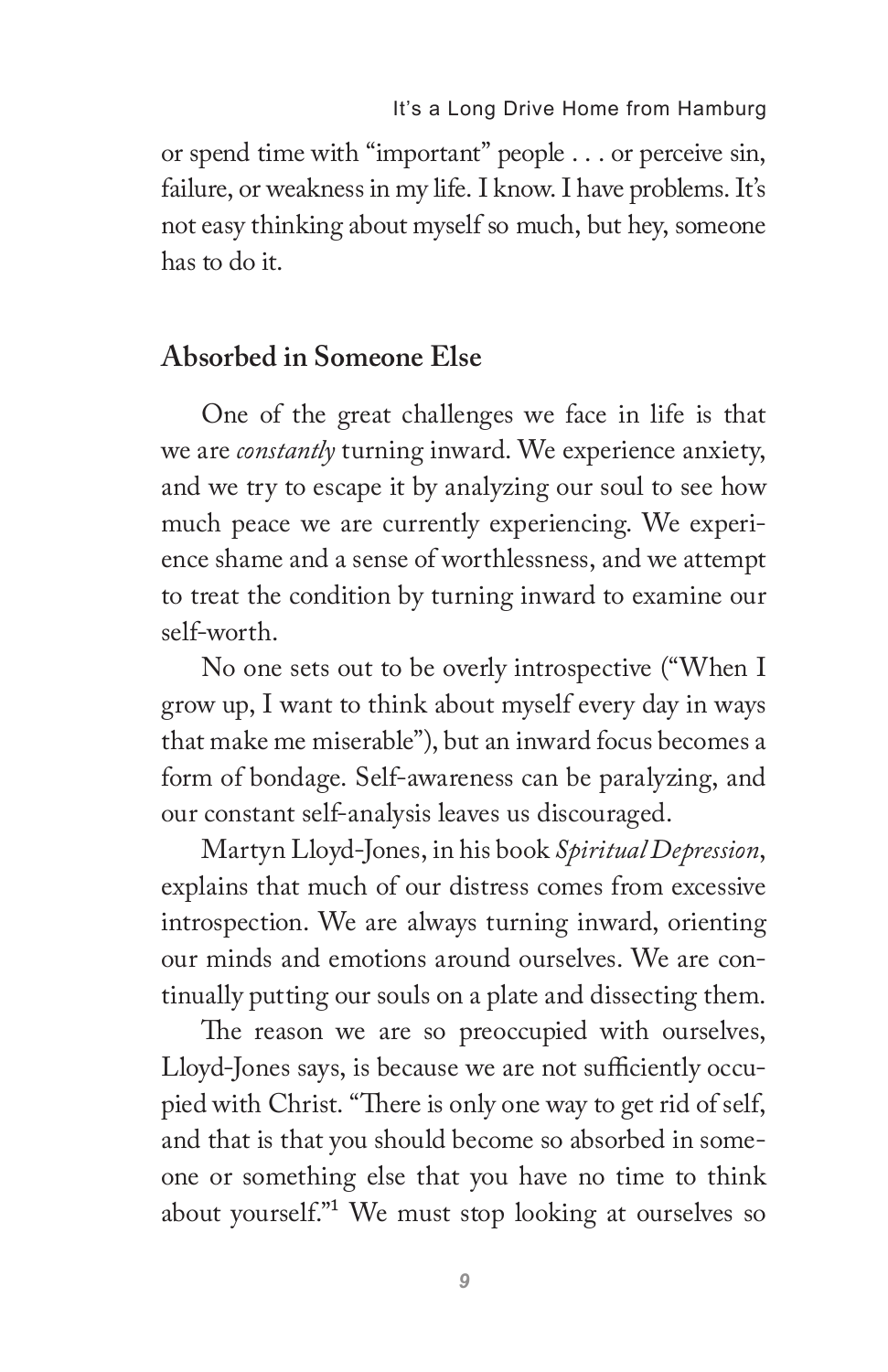or spend time with "important" people . . . or perceive sin, failure, or weakness in my life. I know. I have problems. It's not easy thinking about myself so much, but hey, someone has to do it.

## Absorbed in Someone Else

One of the great challenges we face in life is that we are *constantly* turning inward. We experience anxiety, and we try to escape it by analyzing our soul to see how much peace we are currently experiencing. We experience shame and a sense of worthlessness, and we attempt to treat the condition by turning inward to examine our self-worth.

No one sets out to be overly introspective ("When I grow up, I want to think about myself every day in ways that make me miserable"), but an inward focus becomes a form of bondage. Self-awareness can be paralyzing, and our constant self-analysis leaves us discouraged.

Martyn Lloyd-Jones, in his book *Spiritual Depression*, explains that much of our distress comes from excessive introspection. We are always turning inward, orienting our minds and emotions around ourselves. We are continually putting our souls on a plate and dissecting them.

The reason we are so preoccupied with ourselves, Lloyd-Jones says, is because we are not sufficiently occupied with Christ. "There is only one way to get rid of self, and that is that you should become so absorbed in someone or something else that you have no time to think about yourself."[1] We must stop looking at ourselves so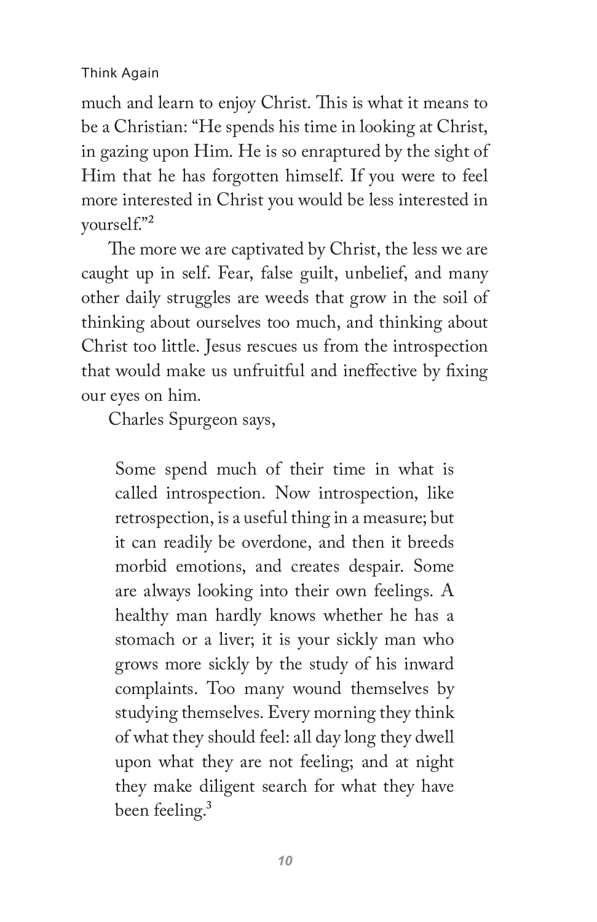much and learn to enjoy Christ. This is what it means to be a Christian: "He spends his time in looking at Christ, in gazing upon Him. He is so enraptured by the sight of Him that he has forgotten himself. If you were to feel more interested in Christ you would be less interested in yourself."[2]

The more we are captivated by Christ, the less we are caught up in self. Fear, false guilt, unbelief, and many other daily struggles are weeds that grow in the soil of thinking about ourselves too much, and thinking about Christ too little. Jesus rescues us from the introspection that would make us unfruitful and ineffective by fixing our eyes on him.

Charles Spurgeon says,

> Some spend much of their time in what is called introspection. Now introspection, like retrospection, is a useful thing in a measure; but it can readily be overdone, and then it breeds morbid emotions, and creates despair. Some are always looking into their own feelings. A healthy man hardly knows whether he has a stomach or a liver; it is your sickly man who grows more sickly by the study of his inward complaints. Too many wound themselves by studying themselves. Every morning they think of what they should feel: all day long they dwell upon what they are not feeling; and at night they make diligent search for what they have been feeling.[3]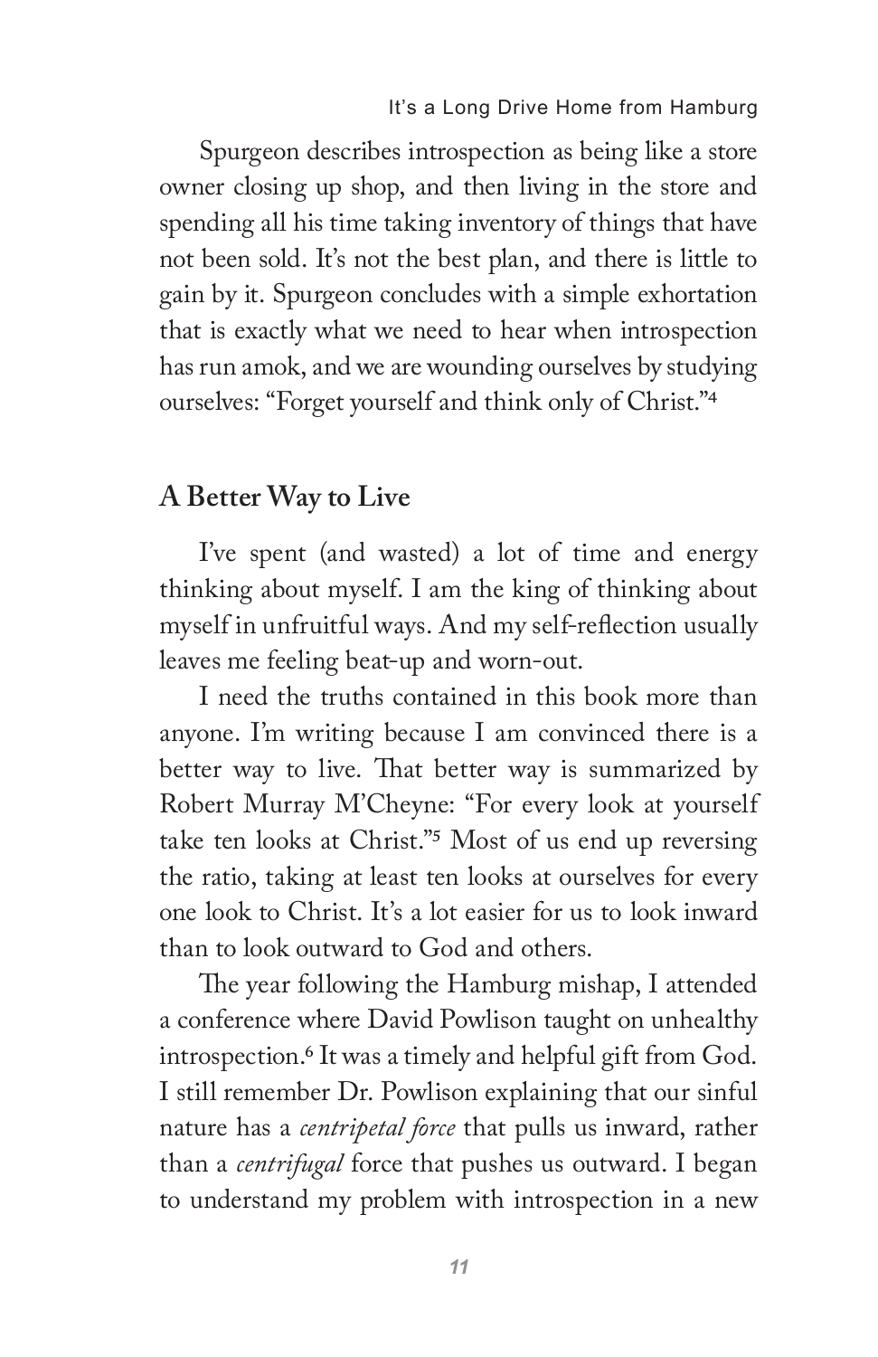Spurgeon describes introspection as being like a store owner closing up shop, and then living in the store and spending all his time taking inventory of things that have not been sold. It's not the best plan, and there is little to gain by it. Spurgeon concludes with a simple exhortation that is exactly what we need to hear when introspection has run amok, and we are wounding ourselves by studying ourselves: "Forget yourself and think only of Christ."[4]

## A Better Way to Live

I've spent (and wasted) a lot of time and energy thinking about myself. I am the king of thinking about myself in unfruitful ways. And my self-reflection usually leaves me feeling beat-up and worn-out.

I need the truths contained in this book more than anyone. I'm writing because I am convinced there is a better way to live. That better way is summarized by Robert Murray M'Cheyne: "For every look at yourself take ten looks at Christ."[5] Most of us end up reversing the ratio, taking at least ten looks at ourselves for every one look to Christ. It's a lot easier for us to look inward than to look outward to God and others.

The year following the Hamburg mishap, I attended a conference where David Powlison taught on unhealthy introspection.[6] It was a timely and helpful gift from God. I still remember Dr. Powlison explaining that our sinful nature has a *centripetal force* that pulls us inward, rather than a *centrifugal* force that pushes us outward. I began to understand my problem with introspection in a new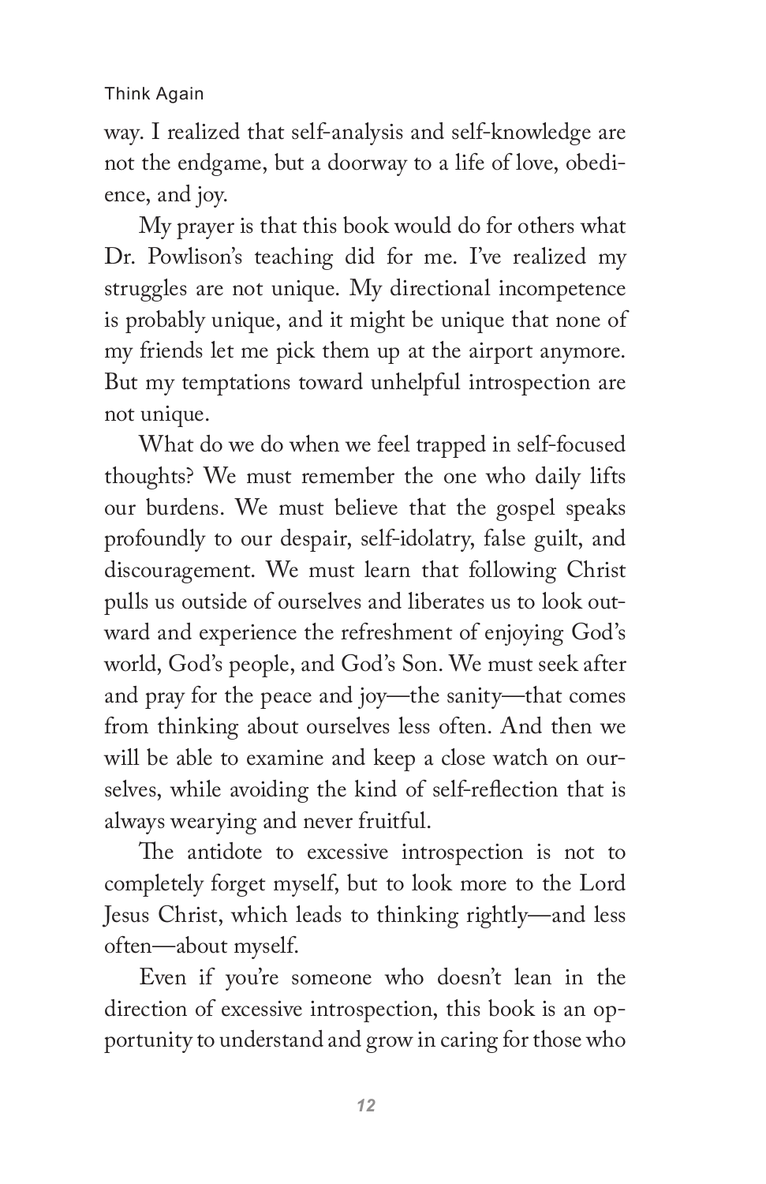way. I realized that self-analysis and self-knowledge are not the endgame, but a doorway to a life of love, obedience, and joy.

My prayer is that this book would do for others what Dr. Powlison's teaching did for me. I've realized my struggles are not unique. My directional incompetence is probably unique, and it might be unique that none of my friends let me pick them up at the airport anymore. But my temptations toward unhelpful introspection are not unique.

What do we do when we feel trapped in self-focused thoughts? We must remember the one who daily lifts our burdens. We must believe that the gospel speaks profoundly to our despair, self-idolatry, false guilt, and discouragement. We must learn that following Christ pulls us outside of ourselves and liberates us to look outward and experience the refreshment of enjoying God's world, God's people, and God's Son. We must seek after and pray for the peace and joy—the sanity—that comes from thinking about ourselves less often. And then we will be able to examine and keep a close watch on ourselves, while avoiding the kind of self-reflection that is always wearying and never fruitful.

The antidote to excessive introspection is not to completely forget myself, but to look more to the Lord Jesus Christ, which leads to thinking rightly—and less often—about myself.

Even if you're someone who doesn't lean in the direction of excessive introspection, this book is an opportunity to understand and grow in caring for those who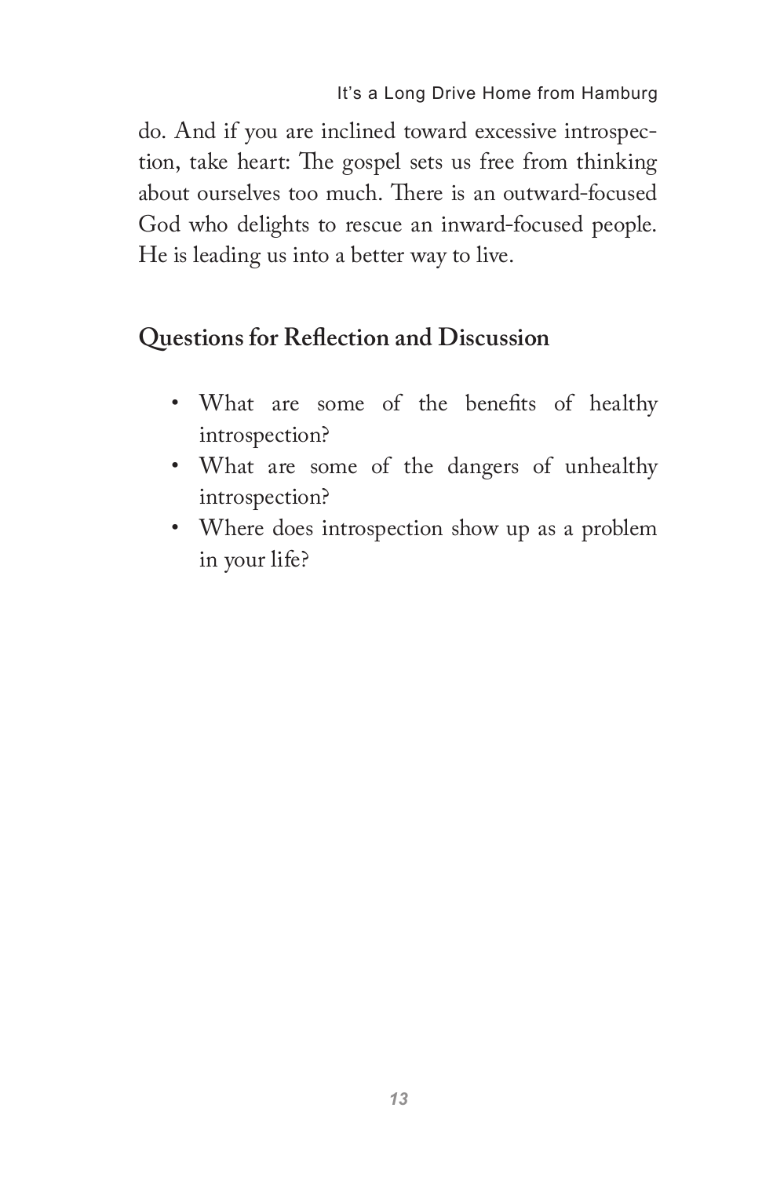do. And if you are inclined toward excessive introspection, take heart: The gospel sets us free from thinking about ourselves too much. There is an outward-focused God who delights to rescue an inward-focused people. He is leading us into a better way to live.

## Questions for Reflection and Discussion

- What are some of the benefits of healthy introspection?
- What are some of the dangers of unhealthy introspection?
- Where does introspection show up as a problem in your life?